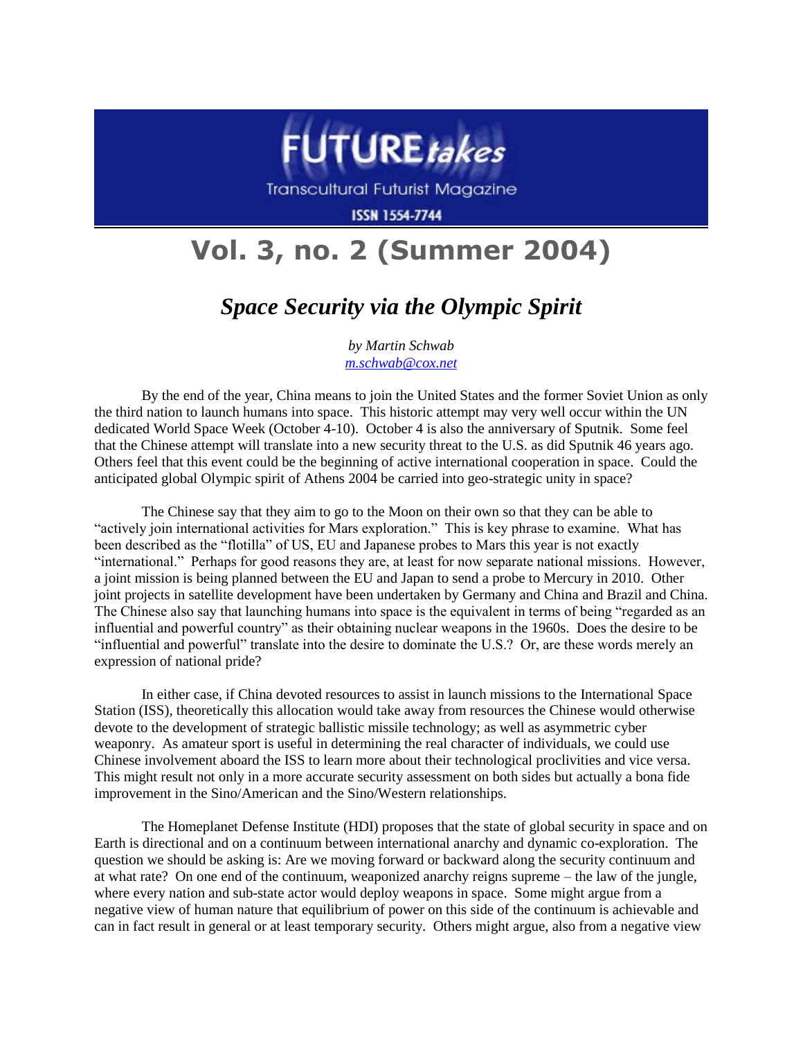# FUTURE*takes*

Transcultural Futurist Magazine

ISSN 1554-7744

## Vol. 3, no. 2 (Summer 2004)

### *Space Security via the Olympic Spirit*

*by Martin Schwab*
*m.schwab@cox.net*

By the end of the year, China means to join the United States and the former Soviet Union as only the third nation to launch humans into space. This historic attempt may very well occur within the UN dedicated World Space Week (October 4-10). October 4 is also the anniversary of Sputnik. Some feel that the Chinese attempt will translate into a new security threat to the U.S. as did Sputnik 46 years ago. Others feel that this event could be the beginning of active international cooperation in space. Could the anticipated global Olympic spirit of Athens 2004 be carried into geo-strategic unity in space?

The Chinese say that they aim to go to the Moon on their own so that they can be able to "actively join international activities for Mars exploration." This is key phrase to examine. What has been described as the "flotilla" of US, EU and Japanese probes to Mars this year is not exactly "international." Perhaps for good reasons they are, at least for now separate national missions. However, a joint mission is being planned between the EU and Japan to send a probe to Mercury in 2010. Other joint projects in satellite development have been undertaken by Germany and China and Brazil and China. The Chinese also say that launching humans into space is the equivalent in terms of being "regarded as an influential and powerful country" as their obtaining nuclear weapons in the 1960s. Does the desire to be "influential and powerful" translate into the desire to dominate the U.S.? Or, are these words merely an expression of national pride?

In either case, if China devoted resources to assist in launch missions to the International Space Station (ISS), theoretically this allocation would take away from resources the Chinese would otherwise devote to the development of strategic ballistic missile technology; as well as asymmetric cyber weaponry. As amateur sport is useful in determining the real character of individuals, we could use Chinese involvement aboard the ISS to learn more about their technological proclivities and vice versa. This might result not only in a more accurate security assessment on both sides but actually a bona fide improvement in the Sino/American and the Sino/Western relationships.

The Homeplanet Defense Institute (HDI) proposes that the state of global security in space and on Earth is directional and on a continuum between international anarchy and dynamic co-exploration. The question we should be asking is: Are we moving forward or backward along the security continuum and at what rate? On one end of the continuum, weaponized anarchy reigns supreme – the law of the jungle, where every nation and sub-state actor would deploy weapons in space. Some might argue from a negative view of human nature that equilibrium of power on this side of the continuum is achievable and can in fact result in general or at least temporary security. Others might argue, also from a negative view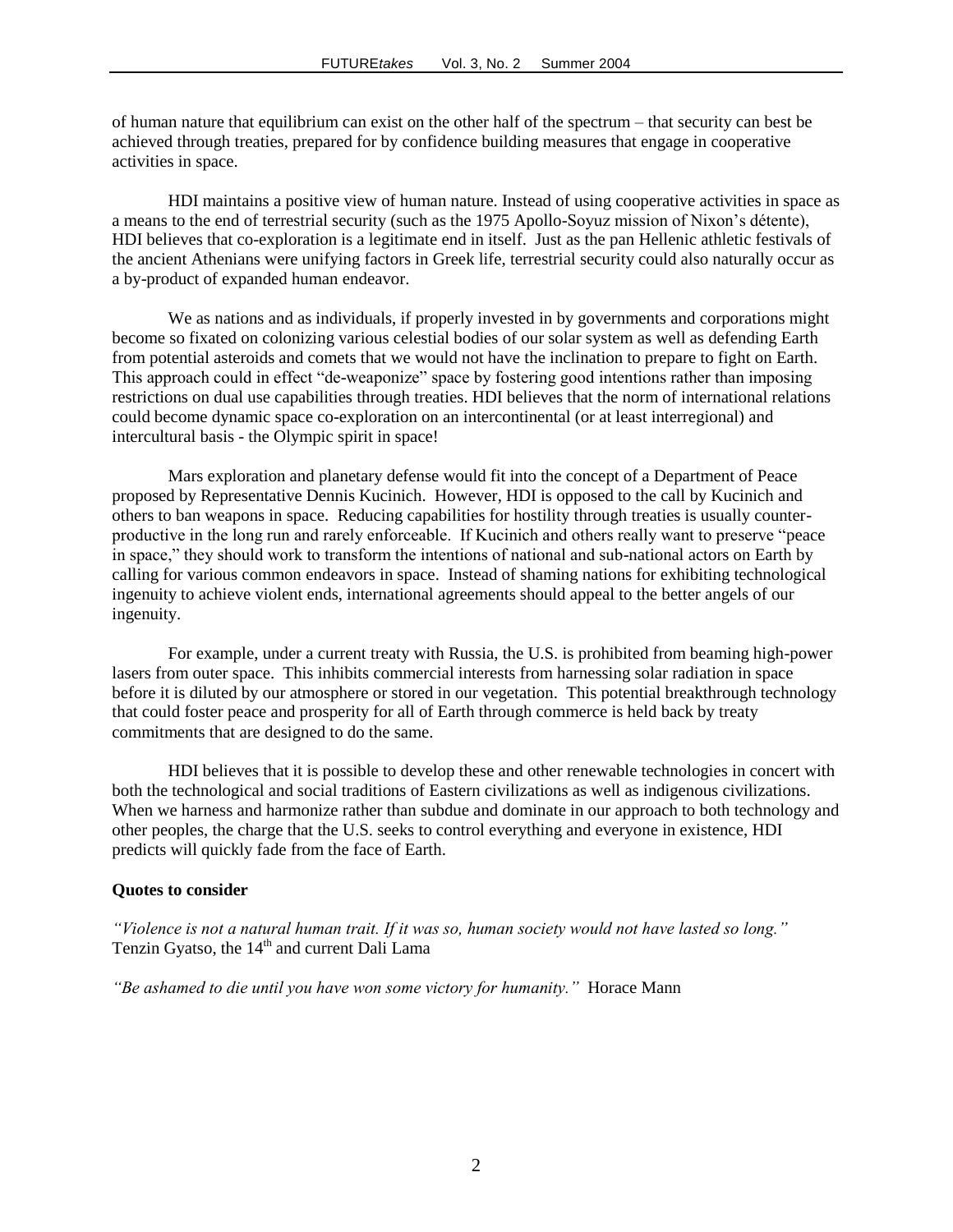of human nature that equilibrium can exist on the other half of the spectrum – that security can best be achieved through treaties, prepared for by confidence building measures that engage in cooperative activities in space.

HDI maintains a positive view of human nature. Instead of using cooperative activities in space as a means to the end of terrestrial security (such as the 1975 Apollo-Soyuz mission of Nixon's détente), HDI believes that co-exploration is a legitimate end in itself. Just as the pan Hellenic athletic festivals of the ancient Athenians were unifying factors in Greek life, terrestrial security could also naturally occur as a by-product of expanded human endeavor.

We as nations and as individuals, if properly invested in by governments and corporations might become so fixated on colonizing various celestial bodies of our solar system as well as defending Earth from potential asteroids and comets that we would not have the inclination to prepare to fight on Earth. This approach could in effect "de-weaponize" space by fostering good intentions rather than imposing restrictions on dual use capabilities through treaties. HDI believes that the norm of international relations could become dynamic space co-exploration on an intercontinental (or at least interregional) and intercultural basis - the Olympic spirit in space!

Mars exploration and planetary defense would fit into the concept of a Department of Peace proposed by Representative Dennis Kucinich. However, HDI is opposed to the call by Kucinich and others to ban weapons in space. Reducing capabilities for hostility through treaties is usually counter-productive in the long run and rarely enforceable. If Kucinich and others really want to preserve "peace in space," they should work to transform the intentions of national and sub-national actors on Earth by calling for various common endeavors in space. Instead of shaming nations for exhibiting technological ingenuity to achieve violent ends, international agreements should appeal to the better angels of our ingenuity.

For example, under a current treaty with Russia, the U.S. is prohibited from beaming high-power lasers from outer space. This inhibits commercial interests from harnessing solar radiation in space before it is diluted by our atmosphere or stored in our vegetation. This potential breakthrough technology that could foster peace and prosperity for all of Earth through commerce is held back by treaty commitments that are designed to do the same.

HDI believes that it is possible to develop these and other renewable technologies in concert with both the technological and social traditions of Eastern civilizations as well as indigenous civilizations. When we harness and harmonize rather than subdue and dominate in our approach to both technology and other peoples, the charge that the U.S. seeks to control everything and everyone in existence, HDI predicts will quickly fade from the face of Earth.

**Quotes to consider**

*"Violence is not a natural human trait. If it was so, human society would not have lasted so long."*
Tenzin Gyatso, the 14th and current Dali Lama

*"Be ashamed to die until you have won some victory for humanity."* Horace Mann